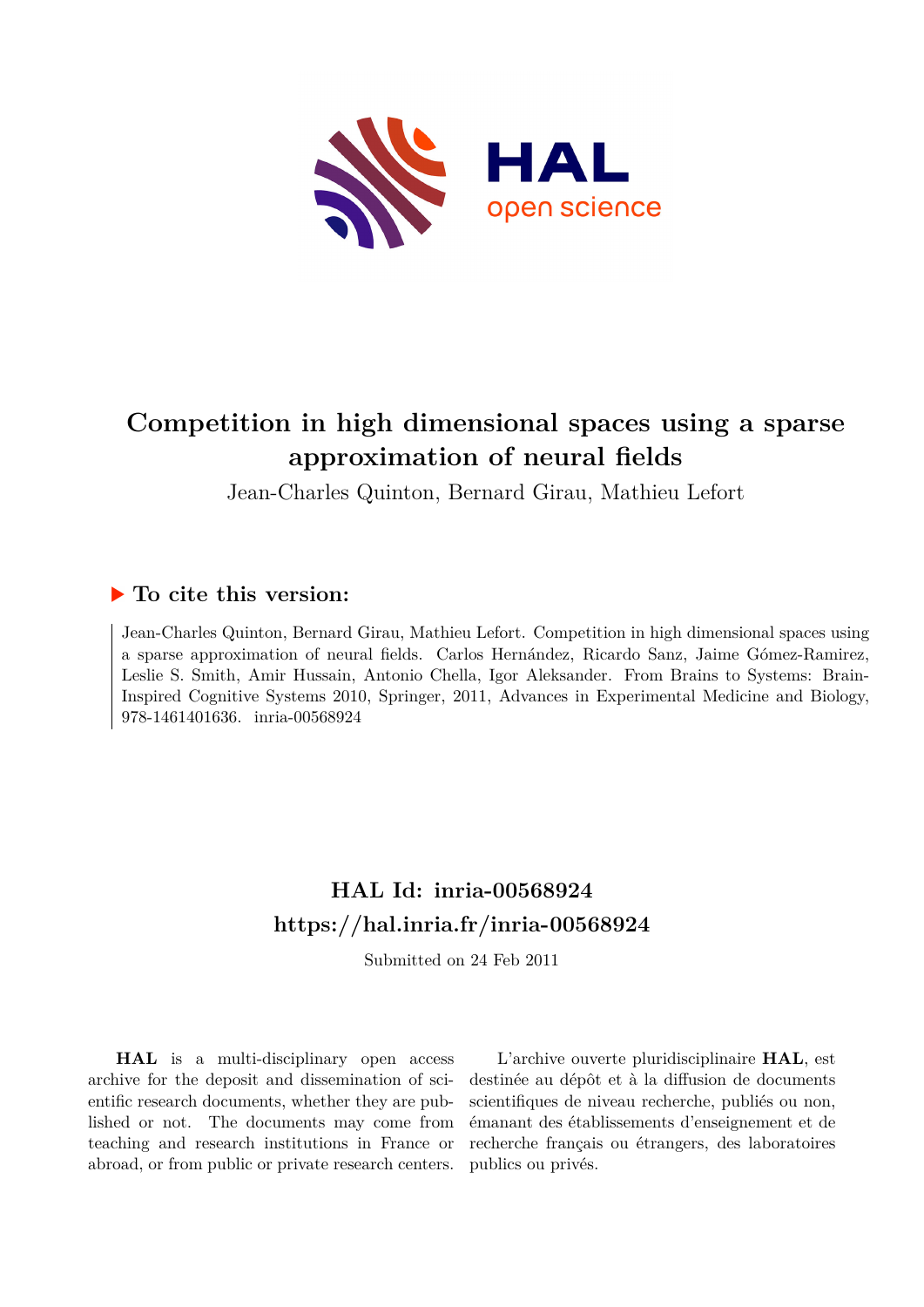# Competition in high dimensional spaces using a sparse approximation of neural fields

Jean-Charles Quinton, Bernard Girau, Mathieu Lefort

## ▶ To cite this version:

Jean-Charles Quinton, Bernard Girau, Mathieu Lefort. Competition in high dimensional spaces using a sparse approximation of neural fields. Carlos Hernández, Ricardo Sanz, Jaime Gómez-Ramirez, Leslie S. Smith, Amir Hussain, Antonio Chella, Igor Aleksander. From Brains to Systems: Brain-Inspired Cognitive Systems 2010, Springer, 2011, Advances in Experimental Medicine and Biology, 978-1461401636. inria-00568924

## HAL Id: inria-00568924
## https://hal.inria.fr/inria-00568924

Submitted on 24 Feb 2011

**HAL** is a multi-disciplinary open access archive for the deposit and dissemination of scientific research documents, whether they are published or not. The documents may come from teaching and research institutions in France or abroad, or from public or private research centers.

L'archive ouverte pluridisciplinaire **HAL**, est destinée au dépôt et à la diffusion de documents scientifiques de niveau recherche, publiés ou non, émanant des établissements d'enseignement et de recherche français ou étrangers, des laboratoires publics ou privés.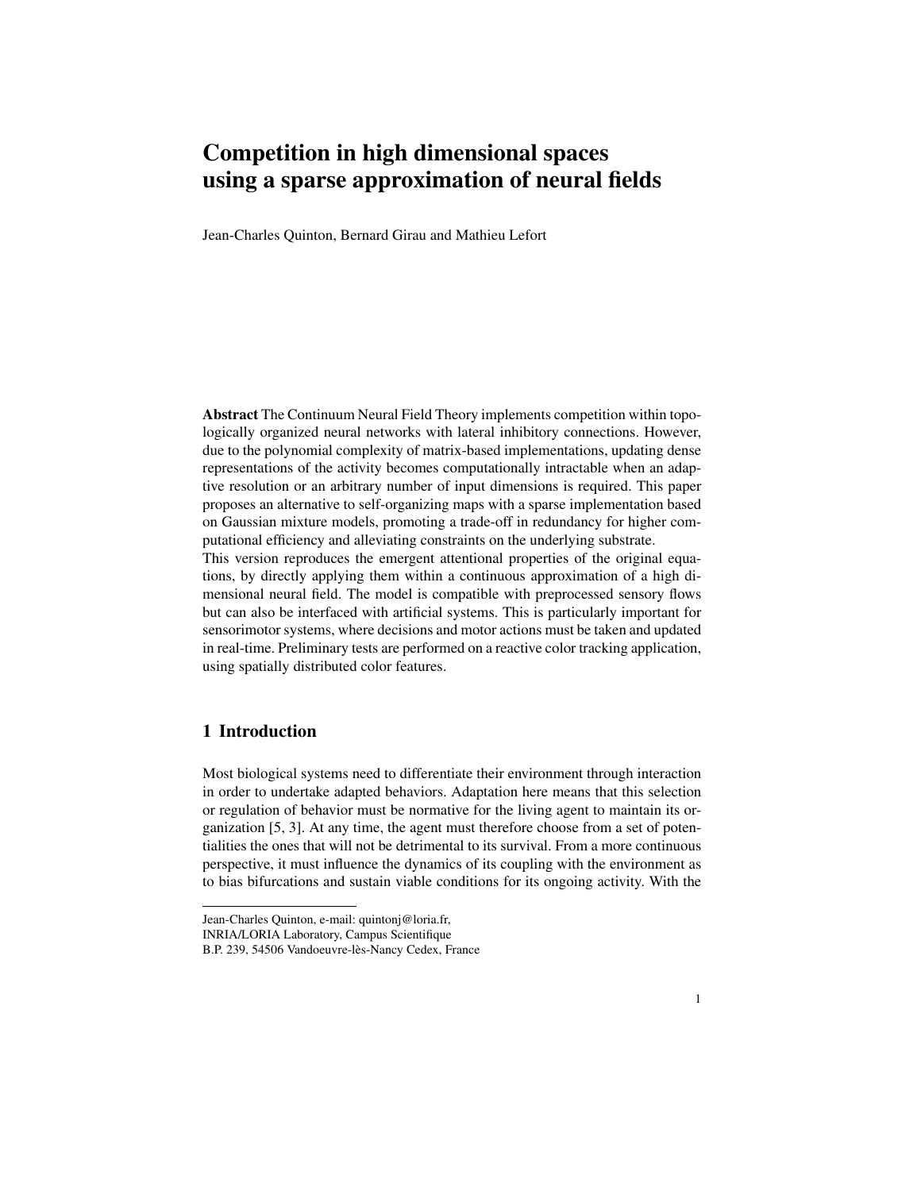# Competition in high dimensional spaces using a sparse approximation of neural fields

Jean-Charles Quinton, Bernard Girau and Mathieu Lefort

**Abstract** The Continuum Neural Field Theory implements competition within topologically organized neural networks with lateral inhibitory connections. However, due to the polynomial complexity of matrix-based implementations, updating dense representations of the activity becomes computationally intractable when an adaptive resolution or an arbitrary number of input dimensions is required. This paper proposes an alternative to self-organizing maps with a sparse implementation based on Gaussian mixture models, promoting a trade-off in redundancy for higher computational efficiency and alleviating constraints on the underlying substrate.
This version reproduces the emergent attentional properties of the original equations, by directly applying them within a continuous approximation of a high dimensional neural field. The model is compatible with preprocessed sensory flows but can also be interfaced with artificial systems. This is particularly important for sensorimotor systems, where decisions and motor actions must be taken and updated in real-time. Preliminary tests are performed on a reactive color tracking application, using spatially distributed color features.

## 1 Introduction

Most biological systems need to differentiate their environment through interaction in order to undertake adapted behaviors. Adaptation here means that this selection or regulation of behavior must be normative for the living agent to maintain its organization [5, 3]. At any time, the agent must therefore choose from a set of potentialities the ones that will not be detrimental to its survival. From a more continuous perspective, it must influence the dynamics of its coupling with the environment as to bias bifurcations and sustain viable conditions for its ongoing activity. With the

---

Jean-Charles Quinton, e-mail: quintonj@loria.fr,
INRIA/LORIA Laboratory, Campus Scientifique
B.P. 239, 54506 Vandoeuvre-lès-Nancy Cedex, France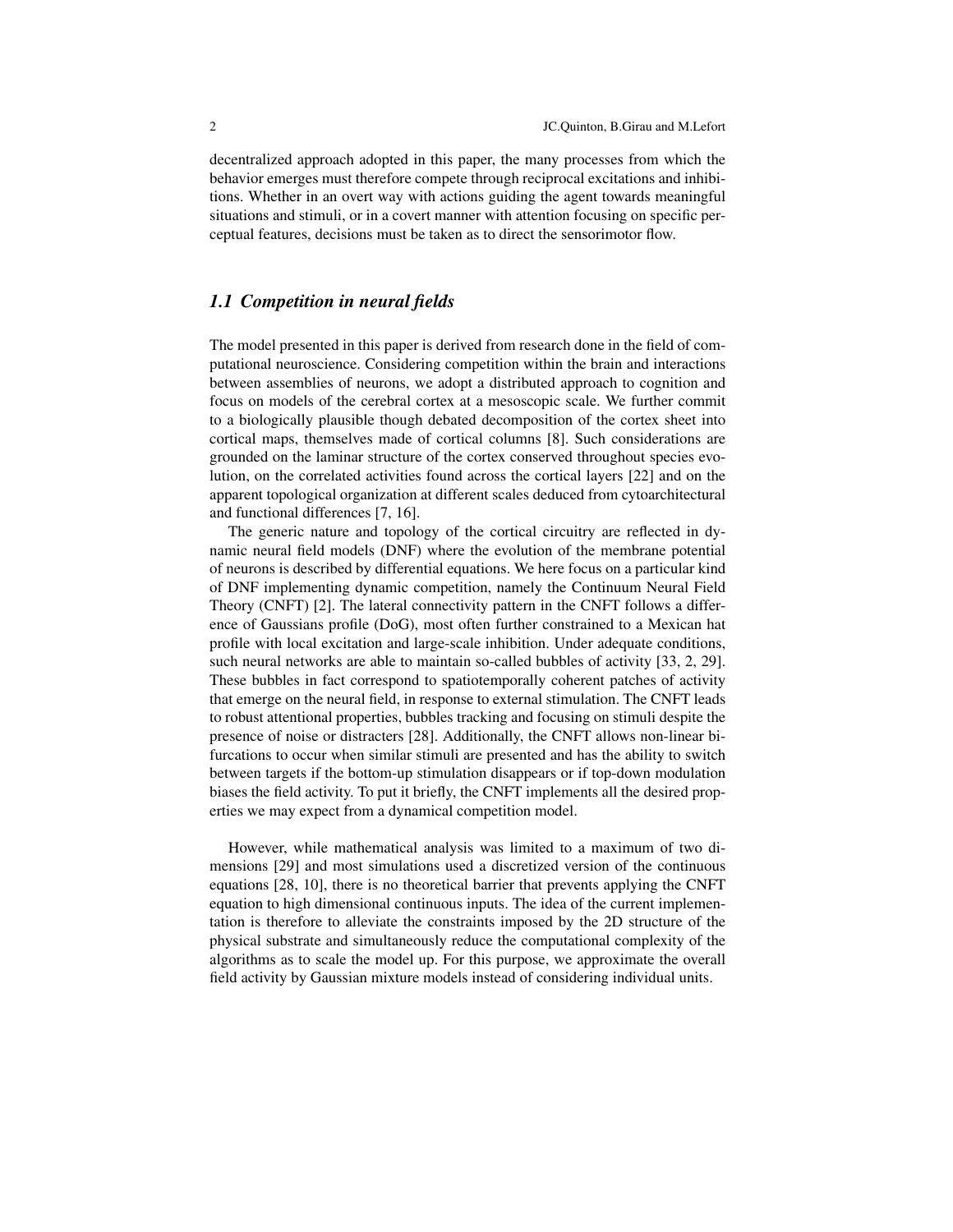decentralized approach adopted in this paper, the many processes from which the behavior emerges must therefore compete through reciprocal excitations and inhibitions. Whether in an overt way with actions guiding the agent towards meaningful situations and stimuli, or in a covert manner with attention focusing on specific perceptual features, decisions must be taken as to direct the sensorimotor flow.

### *1.1 Competition in neural fields*

The model presented in this paper is derived from research done in the field of computational neuroscience. Considering competition within the brain and interactions between assemblies of neurons, we adopt a distributed approach to cognition and focus on models of the cerebral cortex at a mesoscopic scale. We further commit to a biologically plausible though debated decomposition of the cortex sheet into cortical maps, themselves made of cortical columns [8]. Such considerations are grounded on the laminar structure of the cortex conserved throughout species evolution, on the correlated activities found across the cortical layers [22] and on the apparent topological organization at different scales deduced from cytoarchitectural and functional differences [7, 16].

The generic nature and topology of the cortical circuitry are reflected in dynamic neural field models (DNF) where the evolution of the membrane potential of neurons is described by differential equations. We here focus on a particular kind of DNF implementing dynamic competition, namely the Continuum Neural Field Theory (CNFT) [2]. The lateral connectivity pattern in the CNFT follows a difference of Gaussians profile (DoG), most often further constrained to a Mexican hat profile with local excitation and large-scale inhibition. Under adequate conditions, such neural networks are able to maintain so-called bubbles of activity [33, 2, 29]. These bubbles in fact correspond to spatiotemporally coherent patches of activity that emerge on the neural field, in response to external stimulation. The CNFT leads to robust attentional properties, bubbles tracking and focusing on stimuli despite the presence of noise or distracters [28]. Additionally, the CNFT allows non-linear bifurcations to occur when similar stimuli are presented and has the ability to switch between targets if the bottom-up stimulation disappears or if top-down modulation biases the field activity. To put it briefly, the CNFT implements all the desired properties we may expect from a dynamical competition model.

However, while mathematical analysis was limited to a maximum of two dimensions [29] and most simulations used a discretized version of the continuous equations [28, 10], there is no theoretical barrier that prevents applying the CNFT equation to high dimensional continuous inputs. The idea of the current implementation is therefore to alleviate the constraints imposed by the 2D structure of the physical substrate and simultaneously reduce the computational complexity of the algorithms as to scale the model up. For this purpose, we approximate the overall field activity by Gaussian mixture models instead of considering individual units.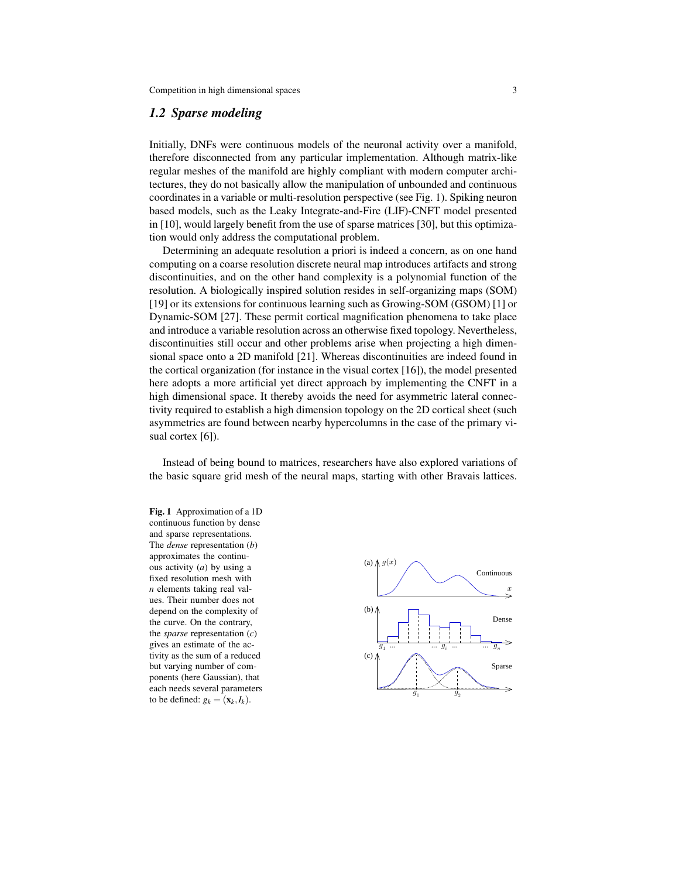### 1.2 Sparse modeling

Initially, DNFs were continuous models of the neuronal activity over a manifold, therefore disconnected from any particular implementation. Although matrix-like regular meshes of the manifold are highly compliant with modern computer architectures, they do not basically allow the manipulation of unbounded and continuous coordinates in a variable or multi-resolution perspective (see Fig. 1). Spiking neuron based models, such as the Leaky Integrate-and-Fire (LIF)-CNFT model presented in [10], would largely benefit from the use of sparse matrices [30], but this optimization would only address the computational problem.

Determining an adequate resolution a priori is indeed a concern, as on one hand computing on a coarse resolution discrete neural map introduces artifacts and strong discontinuities, and on the other hand complexity is a polynomial function of the resolution. A biologically inspired solution resides in self-organizing maps (SOM) [19] or its extensions for continuous learning such as Growing-SOM (GSOM) [1] or Dynamic-SOM [27]. These permit cortical magnification phenomena to take place and introduce a variable resolution across an otherwise fixed topology. Nevertheless, discontinuities still occur and other problems arise when projecting a high dimensional space onto a 2D manifold [21]. Whereas discontinuities are indeed found in the cortical organization (for instance in the visual cortex [16]), the model presented here adopts a more artificial yet direct approach by implementing the CNFT in a high dimensional space. It thereby avoids the need for asymmetric lateral connectivity required to establish a high dimension topology on the 2D cortical sheet (such asymmetries are found between nearby hypercolumns in the case of the primary visual cortex [6]).

Instead of being bound to matrices, researchers have also explored variations of the basic square grid mesh of the neural maps, starting with other Bravais lattices.

**Fig. 1** Approximation of a 1D continuous function by dense and sparse representations. The *dense* representation (*b*) approximates the continuous activity (*a*) by using a fixed resolution mesh with *n* elements taking real values. Their number does not depend on the complexity of the curve. On the contrary, the *sparse* representation (*c*) gives an estimate of the activity as the sum of a reduced but varying number of components (here Gaussian), that each needs several parameters to be defined: $g_k = (\mathbf{x}_k, I_k)$.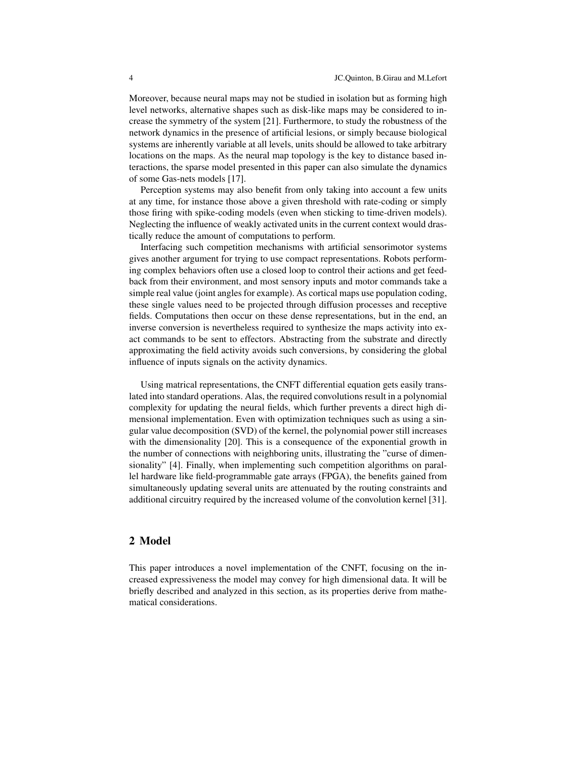Moreover, because neural maps may not be studied in isolation but as forming high level networks, alternative shapes such as disk-like maps may be considered to increase the symmetry of the system [21]. Furthermore, to study the robustness of the network dynamics in the presence of artificial lesions, or simply because biological systems are inherently variable at all levels, units should be allowed to take arbitrary locations on the maps. As the neural map topology is the key to distance based interactions, the sparse model presented in this paper can also simulate the dynamics of some Gas-nets models [17].

Perception systems may also benefit from only taking into account a few units at any time, for instance those above a given threshold with rate-coding or simply those firing with spike-coding models (even when sticking to time-driven models). Neglecting the influence of weakly activated units in the current context would drastically reduce the amount of computations to perform.

Interfacing such competition mechanisms with artificial sensorimotor systems gives another argument for trying to use compact representations. Robots performing complex behaviors often use a closed loop to control their actions and get feedback from their environment, and most sensory inputs and motor commands take a simple real value (joint angles for example). As cortical maps use population coding, these single values need to be projected through diffusion processes and receptive fields. Computations then occur on these dense representations, but in the end, an inverse conversion is nevertheless required to synthesize the maps activity into exact commands to be sent to effectors. Abstracting from the substrate and directly approximating the field activity avoids such conversions, by considering the global influence of inputs signals on the activity dynamics.

Using matrical representations, the CNFT differential equation gets easily translated into standard operations. Alas, the required convolutions result in a polynomial complexity for updating the neural fields, which further prevents a direct high dimensional implementation. Even with optimization techniques such as using a singular value decomposition (SVD) of the kernel, the polynomial power still increases with the dimensionality [20]. This is a consequence of the exponential growth in the number of connections with neighboring units, illustrating the "curse of dimensionality" [4]. Finally, when implementing such competition algorithms on parallel hardware like field-programmable gate arrays (FPGA), the benefits gained from simultaneously updating several units are attenuated by the routing constraints and additional circuitry required by the increased volume of the convolution kernel [31].

## 2 Model

This paper introduces a novel implementation of the CNFT, focusing on the increased expressiveness the model may convey for high dimensional data. It will be briefly described and analyzed in this section, as its properties derive from mathematical considerations.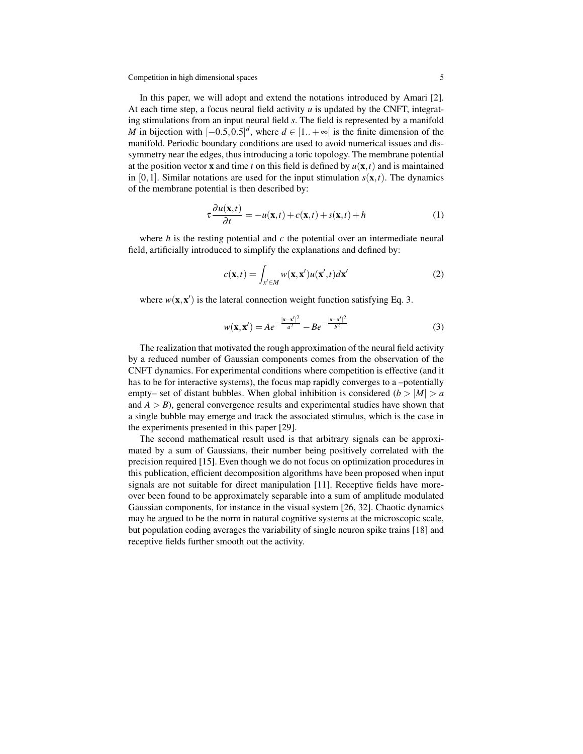In this paper, we will adopt and extend the notations introduced by Amari [2]. At each time step, a focus neural field activity $u$ is updated by the CNFT, integrating stimulations from an input neural field $s$. The field is represented by a manifold $M$ in bijection with $[-0.5, 0.5]^d$, where $d \in [1.. +\infty[$ is the finite dimension of the manifold. Periodic boundary conditions are used to avoid numerical issues and dissymmetry near the edges, thus introducing a toric topology. The membrane potential at the position vector $\mathbf{x}$ and time $t$ on this field is defined by $u(\mathbf{x}, t)$ and is maintained in $[0, 1]$. Similar notations are used for the input stimulation $s(\mathbf{x}, t)$. The dynamics of the membrane potential is then described by:

$$\tau \frac{\partial u(\mathbf{x},t)}{\partial t} = -u(\mathbf{x},t) + c(\mathbf{x},t) + s(\mathbf{x},t) + h \tag{1}$$

where $h$ is the resting potential and $c$ the potential over an intermediate neural field, artificially introduced to simplify the explanations and defined by:

$$c(\mathbf{x},t) = \int_{x' \in M} w(\mathbf{x},\mathbf{x}')u(\mathbf{x}',t)d\mathbf{x}' \tag{2}$$

where $w(\mathbf{x}, \mathbf{x}')$ is the lateral connection weight function satisfying Eq. 3.

$$w(\mathbf{x},\mathbf{x}') = Ae^{-\frac{|\mathbf{x}-\mathbf{x}'|^2}{a^2}} - Be^{-\frac{|\mathbf{x}-\mathbf{x}'|^2}{b^2}} \tag{3}$$

The realization that motivated the rough approximation of the neural field activity by a reduced number of Gaussian components comes from the observation of the CNFT dynamics. For experimental conditions where competition is effective (and it has to be for interactive systems), the focus map rapidly converges to a –potentially empty– set of distant bubbles. When global inhibition is considered ($b > |M| > a$ and $A > B$), general convergence results and experimental studies have shown that a single bubble may emerge and track the associated stimulus, which is the case in the experiments presented in this paper [29].

The second mathematical result used is that arbitrary signals can be approximated by a sum of Gaussians, their number being positively correlated with the precision required [15]. Even though we do not focus on optimization procedures in this publication, efficient decomposition algorithms have been proposed when input signals are not suitable for direct manipulation [11]. Receptive fields have moreover been found to be approximately separable into a sum of amplitude modulated Gaussian components, for instance in the visual system [26, 32]. Chaotic dynamics may be argued to be the norm in natural cognitive systems at the microscopic scale, but population coding averages the variability of single neuron spike trains [18] and receptive fields further smooth out the activity.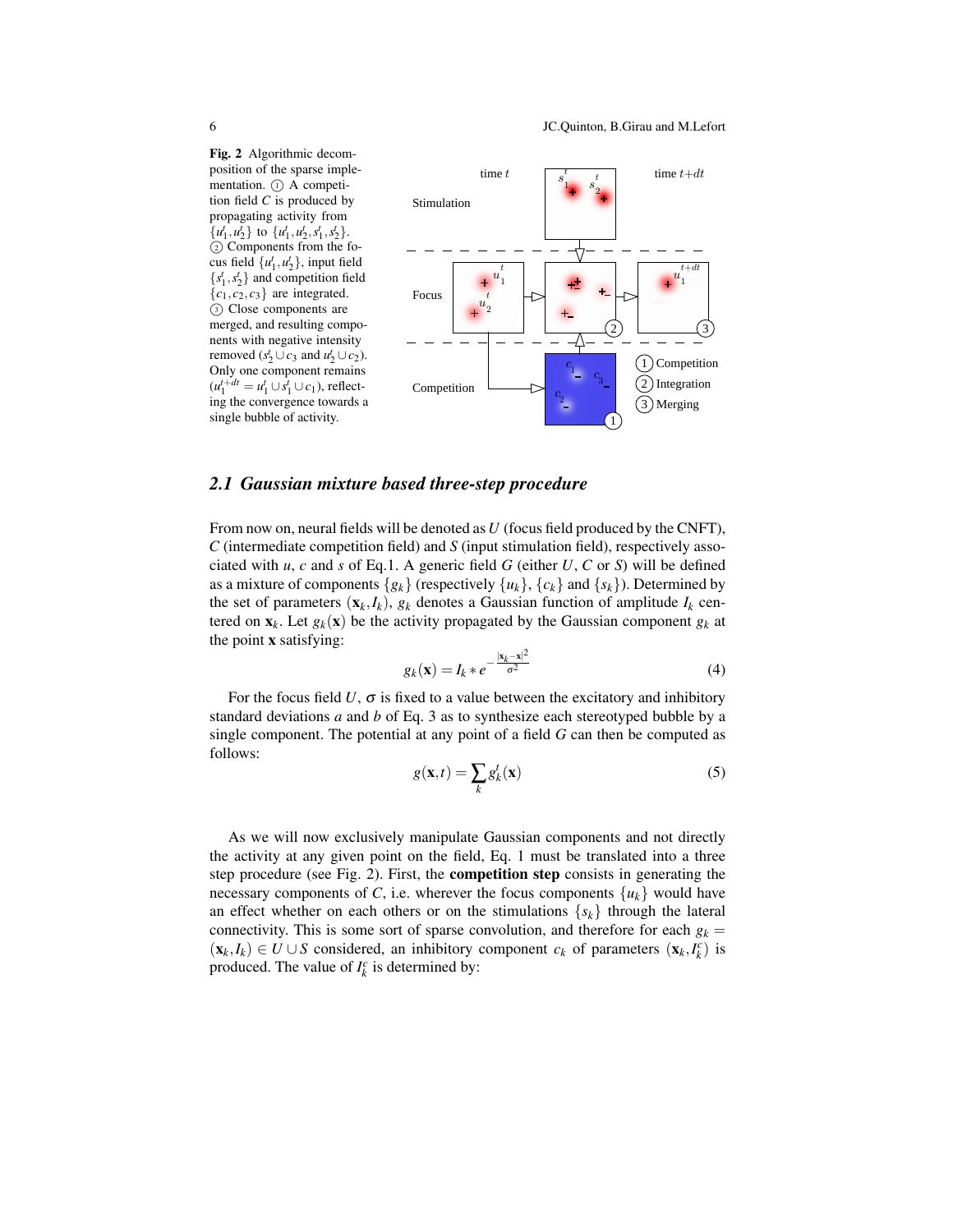**Fig. 2** Algorithmic decomposition of the sparse implementation. ① A competition field $C$ is produced by propagating activity from $\{u_1^t, u_2^t\}$ to $\{u_1^t, u_2^t, s_1^t, s_2^t\}$. ② Components from the focus field $\{u_1^t, u_2^t\}$, input field $\{s_1^t, s_2^t\}$ and competition field $\{c_1, c_2, c_3\}$ are integrated. ③ Close components are merged, and resulting components with negative intensity removed ($s_2^t \cup c_3$ and $u_2^t \cup c_2$). Only one component remains ($u_1^{t+dt} = u_1^t \cup s_1^t \cup c_1$), reflecting the convergence towards a single bubble of activity.

## 2.1 Gaussian mixture based three-step procedure

From now on, neural fields will be denoted as $U$ (focus field produced by the CNFT), $C$ (intermediate competition field) and $S$ (input stimulation field), respectively associated with $u$, $c$ and $s$ of Eq.1. A generic field $G$ (either $U$, $C$ or $S$) will be defined as a mixture of components $\{g_k\}$ (respectively $\{u_k\}$, $\{c_k\}$ and $\{s_k\}$). Determined by the set of parameters $(\mathbf{x}_k, I_k)$, $g_k$ denotes a Gaussian function of amplitude $I_k$ centered on $\mathbf{x}_k$. Let $g_k(\mathbf{x})$ be the activity propagated by the Gaussian component $g_k$ at the point $\mathbf{x}$ satisfying:

$$g_k(\mathbf{x}) = I_k * e^{-\frac{|\mathbf{x}_k - \mathbf{x}|^2}{\sigma^2}} \tag{4}$$

For the focus field $U$, $\sigma$ is fixed to a value between the excitatory and inhibitory standard deviations $a$ and $b$ of Eq. 3 as to synthesize each stereotyped bubble by a single component. The potential at any point of a field $G$ can then be computed as follows:

$$g(\mathbf{x}, t) = \sum_k g_k^t(\mathbf{x}) \tag{5}$$

As we will now exclusively manipulate Gaussian components and not directly the activity at any given point on the field, Eq. 1 must be translated into a three step procedure (see Fig. 2). First, the **competition step** consists in generating the necessary components of $C$, i.e. wherever the focus components $\{u_k\}$ would have an effect whether on each others or on the stimulations $\{s_k\}$ through the lateral connectivity. This is some sort of sparse convolution, and therefore for each $g_k = (\mathbf{x}_k, I_k) \in U \cup S$ considered, an inhibitory component $c_k$ of parameters $(\mathbf{x}_k, I_k^c)$ is produced. The value of $I_k^c$ is determined by: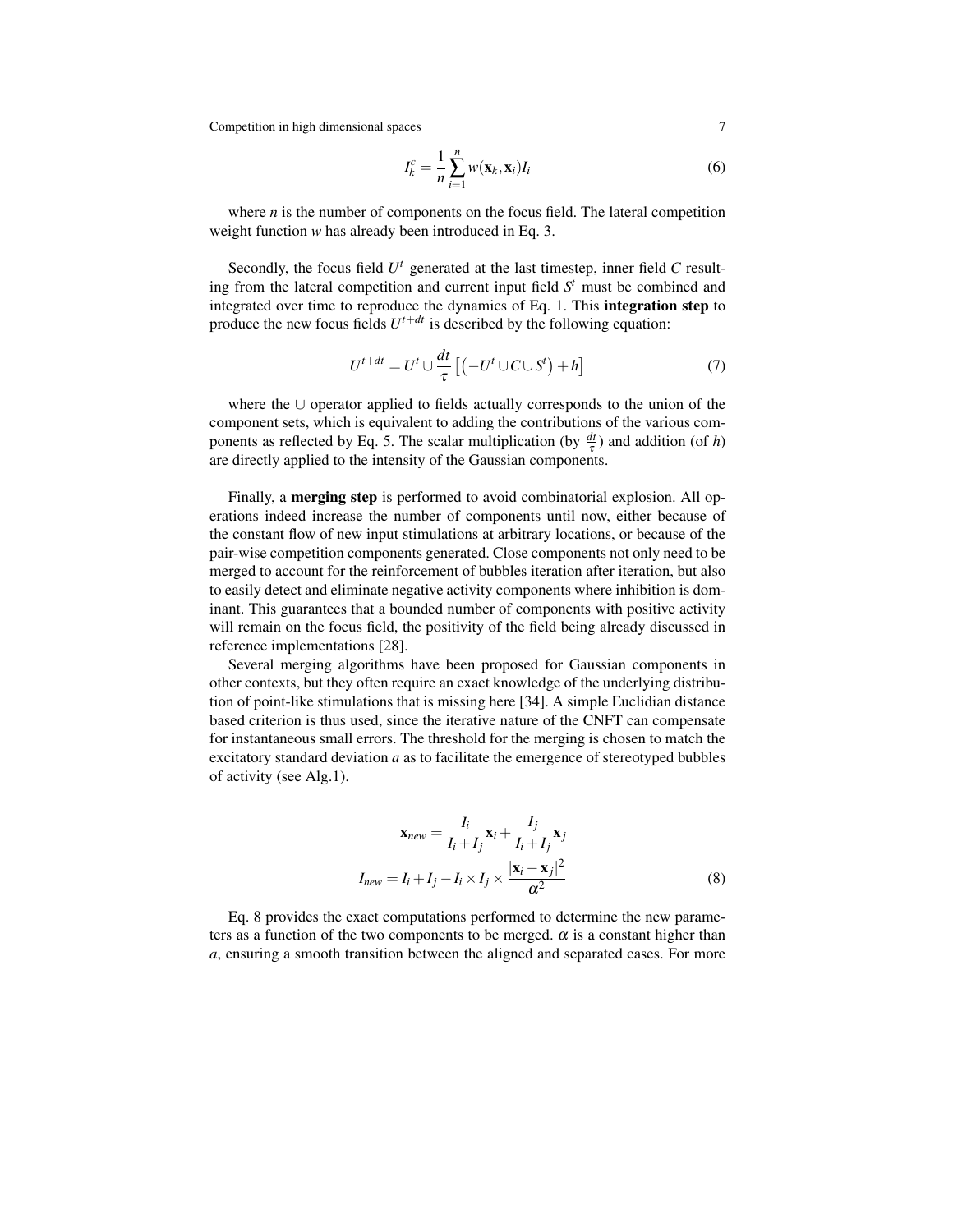$$I_k^c = \frac{1}{n} \sum_{i=1}^{n} w(\mathbf{x}_k, \mathbf{x}_i) I_i \tag{6}$$

where $n$ is the number of components on the focus field. The lateral competition weight function $w$ has already been introduced in Eq. 3.

Secondly, the focus field $U^t$ generated at the last timestep, inner field $C$ resulting from the lateral competition and current input field $S^t$ must be combined and integrated over time to reproduce the dynamics of Eq. 1. This **integration step** to produce the new focus fields $U^{t+dt}$ is described by the following equation:

$$U^{t+dt} = U^t \cup \frac{dt}{\tau} \left[ \left( -U^t \cup C \cup S^t \right) + h \right] \tag{7}$$

where the $\cup$ operator applied to fields actually corresponds to the union of the component sets, which is equivalent to adding the contributions of the various components as reflected by Eq. 5. The scalar multiplication (by $\frac{dt}{\tau}$) and addition (of $h$) are directly applied to the intensity of the Gaussian components.

Finally, a **merging step** is performed to avoid combinatorial explosion. All operations indeed increase the number of components until now, either because of the constant flow of new input stimulations at arbitrary locations, or because of the pair-wise competition components generated. Close components not only need to be merged to account for the reinforcement of bubbles iteration after iteration, but also to easily detect and eliminate negative activity components where inhibition is dominant. This guarantees that a bounded number of components with positive activity will remain on the focus field, the positivity of the field being already discussed in reference implementations [28].

Several merging algorithms have been proposed for Gaussian components in other contexts, but they often require an exact knowledge of the underlying distribution of point-like stimulations that is missing here [34]. A simple Euclidian distance based criterion is thus used, since the iterative nature of the CNFT can compensate for instantaneous small errors. The threshold for the merging is chosen to match the excitatory standard deviation $a$ as to facilitate the emergence of stereotyped bubbles of activity (see Alg.1).

$$\begin{aligned} \mathbf{x}_{new} &= \frac{I_i}{I_i + I_j} \mathbf{x}_i + \frac{I_j}{I_i + I_j} \mathbf{x}_j \\ I_{new} &= I_i + I_j - I_i \times I_j \times \frac{|\mathbf{x}_i - \mathbf{x}_j|^2}{\alpha^2} \end{aligned} \tag{8}$$

Eq. 8 provides the exact computations performed to determine the new parameters as a function of the two components to be merged. $\alpha$ is a constant higher than $a$, ensuring a smooth transition between the aligned and separated cases. For more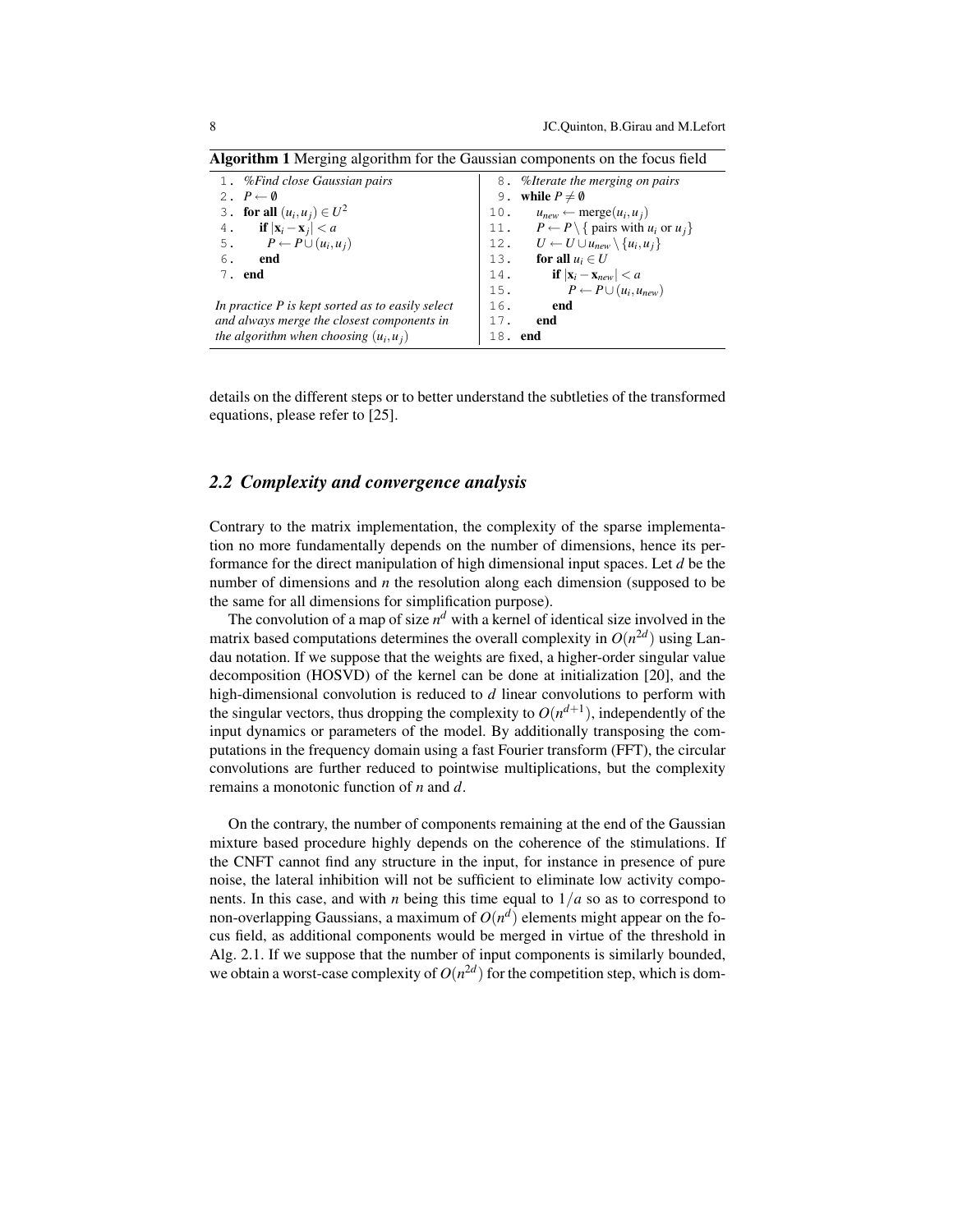**Algorithm 1** Merging algorithm for the Gaussian components on the focus field

```
1.  %Find close Gaussian pairs
2.  P ← ∅
3.  for all (u_i, u_j) ∈ U^2
4.      if |x_i − x_j| < a
5.          P ← P ∪ (u_i, u_j)
6.      end
7.  end

In practice P is kept sorted as to easily select
and always merge the closest components in
the algorithm when choosing (u_i, u_j)

8.  %Iterate the merging on pairs
9.  while P ≠ ∅
10.     u_new ← merge(u_i, u_j)
11.     P ← P \ { pairs with u_i or u_j }
12.     U ← U ∪ u_new \ {u_i, u_j}
13.     for all u_i ∈ U
14.         if |x_i − x_new| < a
15.             P ← P ∪ (u_i, u_new)
16.         end
17.     end
18. end
```

details on the different steps or to better understand the subtleties of the transformed equations, please refer to [25].

### 2.2 Complexity and convergence analysis

Contrary to the matrix implementation, the complexity of the sparse implementation no more fundamentally depends on the number of dimensions, hence its performance for the direct manipulation of high dimensional input spaces. Let $d$ be the number of dimensions and $n$ the resolution along each dimension (supposed to be the same for all dimensions for simplification purpose).

The convolution of a map of size $n^d$ with a kernel of identical size involved in the matrix based computations determines the overall complexity in $O(n^{2d})$ using Landau notation. If we suppose that the weights are fixed, a higher-order singular value decomposition (HOSVD) of the kernel can be done at initialization [20], and the high-dimensional convolution is reduced to $d$ linear convolutions to perform with the singular vectors, thus dropping the complexity to $O(n^{d+1})$, independently of the input dynamics or parameters of the model. By additionally transposing the computations in the frequency domain using a fast Fourier transform (FFT), the circular convolutions are further reduced to pointwise multiplications, but the complexity remains a monotonic function of $n$ and $d$.

On the contrary, the number of components remaining at the end of the Gaussian mixture based procedure highly depends on the coherence of the stimulations. If the CNFT cannot find any structure in the input, for instance in presence of pure noise, the lateral inhibition will not be sufficient to eliminate low activity components. In this case, and with $n$ being this time equal to $1/a$ so as to correspond to non-overlapping Gaussians, a maximum of $O(n^d)$ elements might appear on the focus field, as additional components would be merged in virtue of the threshold in Alg. 2.1. If we suppose that the number of input components is similarly bounded, we obtain a worst-case complexity of $O(n^{2d})$ for the competition step, which is dom-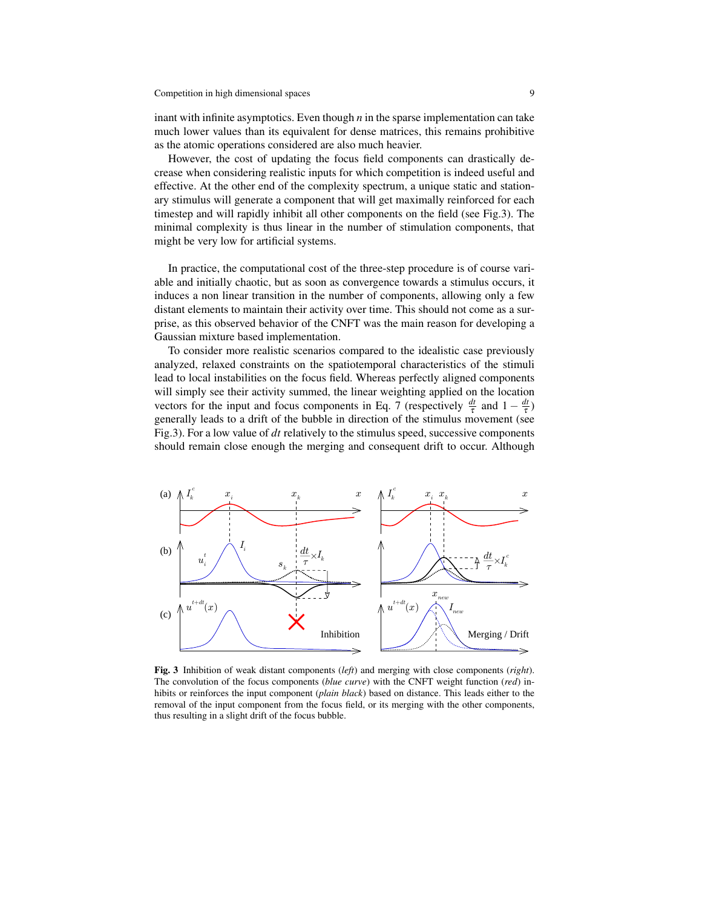inant with infinite asymptotics. Even though *n* in the sparse implementation can take much lower values than its equivalent for dense matrices, this remains prohibitive as the atomic operations considered are also much heavier.

However, the cost of updating the focus field components can drastically decrease when considering realistic inputs for which competition is indeed useful and effective. At the other end of the complexity spectrum, a unique static and stationary stimulus will generate a component that will get maximally reinforced for each timestep and will rapidly inhibit all other components on the field (see Fig.3). The minimal complexity is thus linear in the number of stimulation components, that might be very low for artificial systems.

In practice, the computational cost of the three-step procedure is of course variable and initially chaotic, but as soon as convergence towards a stimulus occurs, it induces a non linear transition in the number of components, allowing only a few distant elements to maintain their activity over time. This should not come as a surprise, as this observed behavior of the CNFT was the main reason for developing a Gaussian mixture based implementation.

To consider more realistic scenarios compared to the idealistic case previously analyzed, relaxed constraints on the spatiotemporal characteristics of the stimuli lead to local instabilities on the focus field. Whereas perfectly aligned components will simply see their activity summed, the linear weighting applied on the location vectors for the input and focus components in Eq. 7 (respectively $\frac{dt}{\tau}$ and $1-\frac{dt}{\tau}$) generally leads to a drift of the bubble in direction of the stimulus movement (see Fig.3). For a low value of $dt$ relatively to the stimulus speed, successive components should remain close enough the merging and consequent drift to occur. Although

**Fig. 3** Inhibition of weak distant components (*left*) and merging with close components (*right*). The convolution of the focus components (*blue curve*) with the CNFT weight function (*red*) inhibits or reinforces the input component (*plain black*) based on distance. This leads either to the removal of the input component from the focus field, or its merging with the other components, thus resulting in a slight drift of the focus bubble.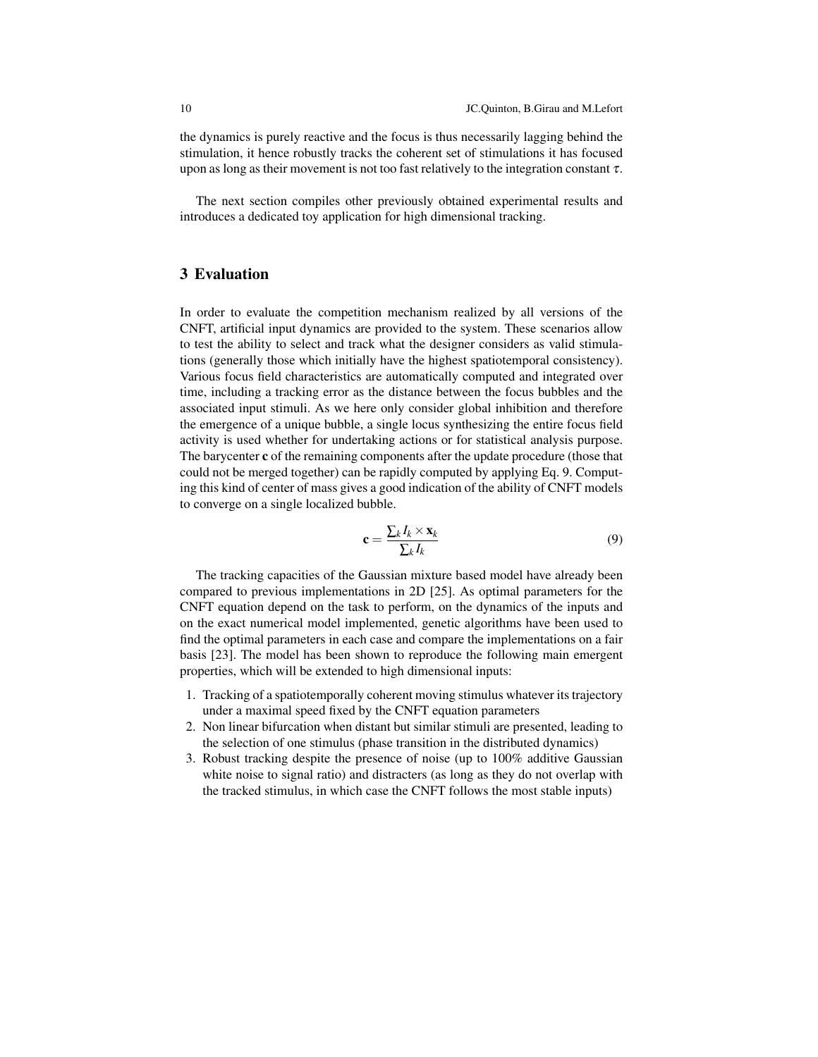the dynamics is purely reactive and the focus is thus necessarily lagging behind the stimulation, it hence robustly tracks the coherent set of stimulations it has focused upon as long as their movement is not too fast relatively to the integration constant $\tau$.

The next section compiles other previously obtained experimental results and introduces a dedicated toy application for high dimensional tracking.

## 3 Evaluation

In order to evaluate the competition mechanism realized by all versions of the CNFT, artificial input dynamics are provided to the system. These scenarios allow to test the ability to select and track what the designer considers as valid stimulations (generally those which initially have the highest spatiotemporal consistency). Various focus field characteristics are automatically computed and integrated over time, including a tracking error as the distance between the focus bubbles and the associated input stimuli. As we here only consider global inhibition and therefore the emergence of a unique bubble, a single locus synthesizing the entire focus field activity is used whether for undertaking actions or for statistical analysis purpose. The barycenter $\mathbf{c}$ of the remaining components after the update procedure (those that could not be merged together) can be rapidly computed by applying Eq. 9. Computing this kind of center of mass gives a good indication of the ability of CNFT models to converge on a single localized bubble.

$$\mathbf{c} = \frac{\sum_k I_k \times \mathbf{x}_k}{\sum_k I_k} \tag{9}$$

The tracking capacities of the Gaussian mixture based model have already been compared to previous implementations in 2D [25]. As optimal parameters for the CNFT equation depend on the task to perform, on the dynamics of the inputs and on the exact numerical model implemented, genetic algorithms have been used to find the optimal parameters in each case and compare the implementations on a fair basis [23]. The model has been shown to reproduce the following main emergent properties, which will be extended to high dimensional inputs:

1. Tracking of a spatiotemporally coherent moving stimulus whatever its trajectory under a maximal speed fixed by the CNFT equation parameters
2. Non linear bifurcation when distant but similar stimuli are presented, leading to the selection of one stimulus (phase transition in the distributed dynamics)
3. Robust tracking despite the presence of noise (up to 100% additive Gaussian white noise to signal ratio) and distracters (as long as they do not overlap with the tracked stimulus, in which case the CNFT follows the most stable inputs)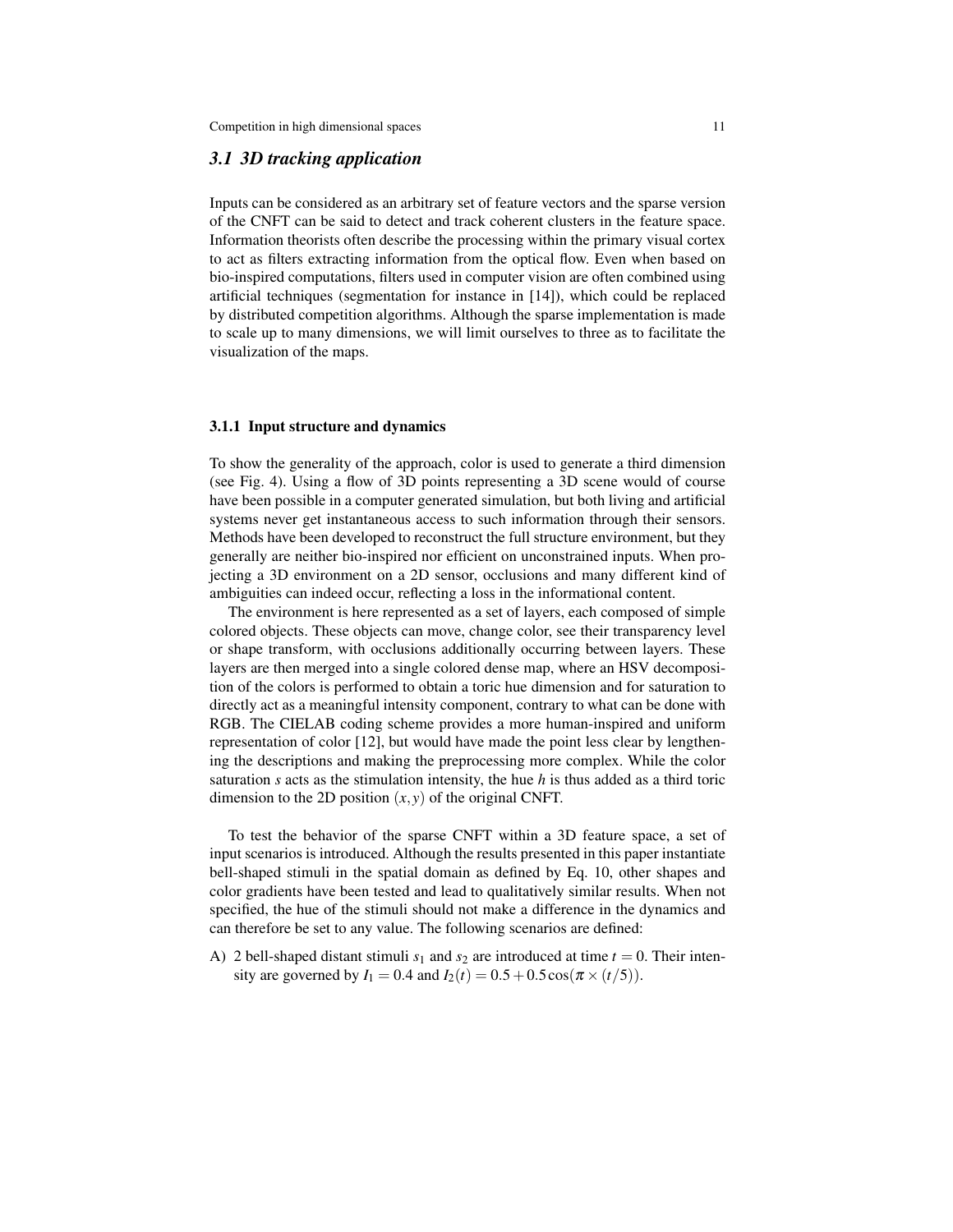## 3.1 3D tracking application

Inputs can be considered as an arbitrary set of feature vectors and the sparse version of the CNFT can be said to detect and track coherent clusters in the feature space. Information theorists often describe the processing within the primary visual cortex to act as filters extracting information from the optical flow. Even when based on bio-inspired computations, filters used in computer vision are often combined using artificial techniques (segmentation for instance in [14]), which could be replaced by distributed competition algorithms. Although the sparse implementation is made to scale up to many dimensions, we will limit ourselves to three as to facilitate the visualization of the maps.

### 3.1.1 Input structure and dynamics

To show the generality of the approach, color is used to generate a third dimension (see Fig. 4). Using a flow of 3D points representing a 3D scene would of course have been possible in a computer generated simulation, but both living and artificial systems never get instantaneous access to such information through their sensors. Methods have been developed to reconstruct the full structure environment, but they generally are neither bio-inspired nor efficient on unconstrained inputs. When projecting a 3D environment on a 2D sensor, occlusions and many different kind of ambiguities can indeed occur, reflecting a loss in the informational content.

The environment is here represented as a set of layers, each composed of simple colored objects. These objects can move, change color, see their transparency level or shape transform, with occlusions additionally occurring between layers. These layers are then merged into a single colored dense map, where an HSV decomposition of the colors is performed to obtain a toric hue dimension and for saturation to directly act as a meaningful intensity component, contrary to what can be done with RGB. The CIELAB coding scheme provides a more human-inspired and uniform representation of color [12], but would have made the point less clear by lengthening the descriptions and making the preprocessing more complex. While the color saturation $s$ acts as the stimulation intensity, the hue $h$ is thus added as a third toric dimension to the 2D position $(x,y)$ of the original CNFT.

To test the behavior of the sparse CNFT within a 3D feature space, a set of input scenarios is introduced. Although the results presented in this paper instantiate bell-shaped stimuli in the spatial domain as defined by Eq. 10, other shapes and color gradients have been tested and lead to qualitatively similar results. When not specified, the hue of the stimuli should not make a difference in the dynamics and can therefore be set to any value. The following scenarios are defined:

A) 2 bell-shaped distant stimuli $s_1$ and $s_2$ are introduced at time $t=0$. Their intensity are governed by $I_1 = 0.4$ and $I_2(t) = 0.5 + 0.5\cos(\pi \times (t/5))$.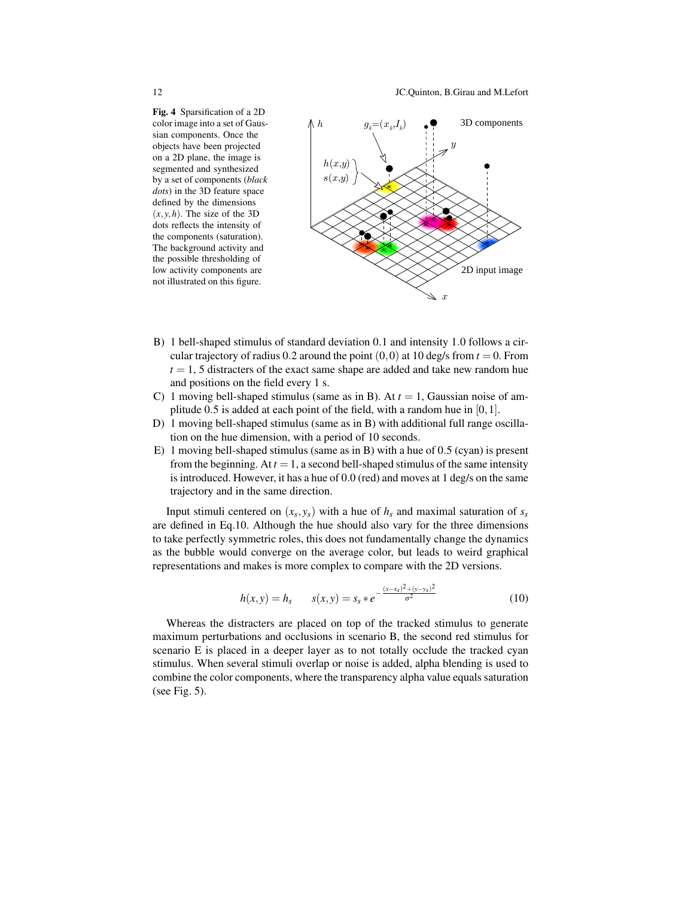**Fig. 4** Sparsification of a 2D color image into a set of Gaussian components. Once the objects have been projected on a 2D plane, the image is segmented and synthesized by a set of components (*black dots*) in the 3D feature space defined by the dimensions $(x,y,h)$. The size of the 3D dots reflects the intensity of the components (saturation). The background activity and the possible thresholding of low activity components are not illustrated on this figure.

B) 1 bell-shaped stimulus of standard deviation 0.1 and intensity 1.0 follows a circular trajectory of radius 0.2 around the point $(0,0)$ at 10 deg/s from $t=0$. From $t=1$, 5 distracters of the exact same shape are added and take new random hue and positions on the field every 1 s.

C) 1 moving bell-shaped stimulus (same as in B). At $t=1$, Gaussian noise of amplitude 0.5 is added at each point of the field, with a random hue in $[0,1]$.

D) 1 moving bell-shaped stimulus (same as in B) with additional full range oscillation on the hue dimension, with a period of 10 seconds.

E) 1 moving bell-shaped stimulus (same as in B) with a hue of 0.5 (cyan) is present from the beginning. At $t=1$, a second bell-shaped stimulus of the same intensity is introduced. However, it has a hue of 0.0 (red) and moves at 1 deg/s on the same trajectory and in the same direction.

Input stimuli centered on $(x_s, y_s)$ with a hue of $h_s$ and maximal saturation of $s_s$ are defined in Eq.10. Although the hue should also vary for the three dimensions to take perfectly symmetric roles, this does not fundamentally change the dynamics as the bubble would converge on the average color, but leads to weird graphical representations and makes is more complex to compare with the 2D versions.

$$h(x,y) = h_s \qquad s(x,y) = s_s * e^{-\frac{(x-x_s)^2+(y-y_s)^2}{\sigma^2}} \tag{10}$$

Whereas the distracters are placed on top of the tracked stimulus to generate maximum perturbations and occlusions in scenario B, the second red stimulus for scenario E is placed in a deeper layer as to not totally occlude the tracked cyan stimulus. When several stimuli overlap or noise is added, alpha blending is used to combine the color components, where the transparency alpha value equals saturation (see Fig. 5).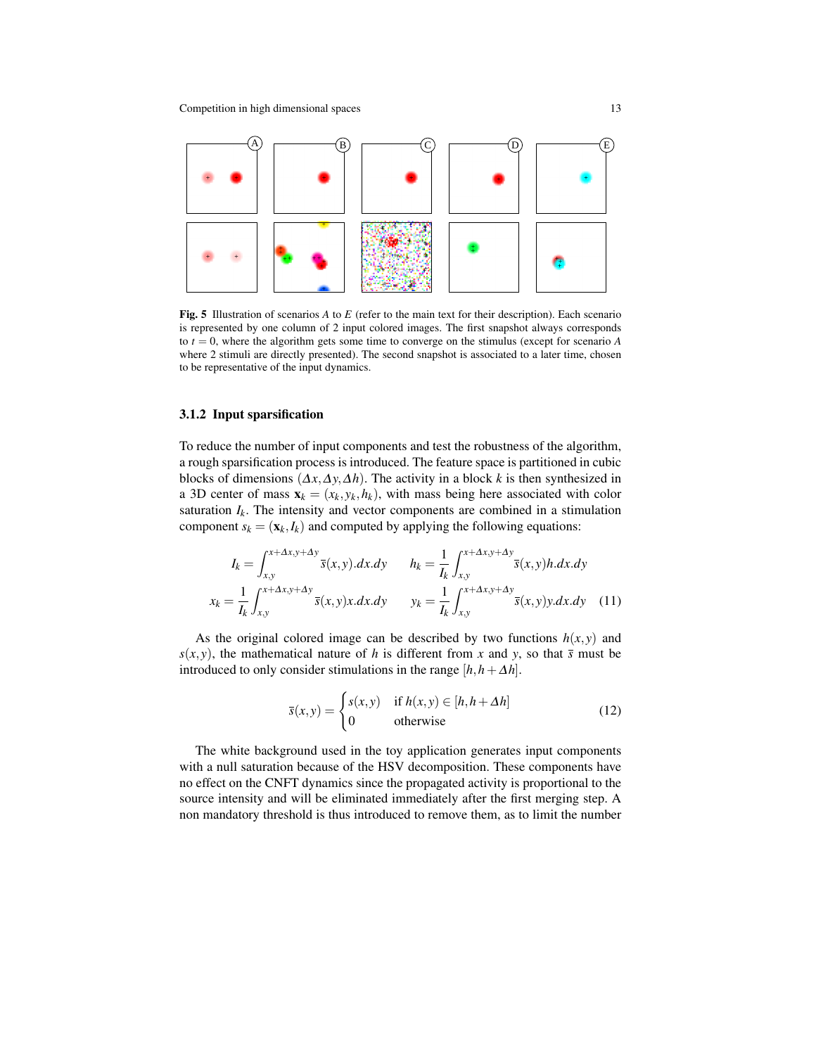**Fig. 5** Illustration of scenarios $A$ to $E$ (refer to the main text for their description). Each scenario is represented by one column of 2 input colored images. The first snapshot always corresponds to $t = 0$, where the algorithm gets some time to converge on the stimulus (except for scenario $A$ where 2 stimuli are directly presented). The second snapshot is associated to a later time, chosen to be representative of the input dynamics.

### 3.1.2 Input sparsification

To reduce the number of input components and test the robustness of the algorithm, a rough sparsification process is introduced. The feature space is partitioned in cubic blocks of dimensions $(\Delta x, \Delta y, \Delta h)$. The activity in a block $k$ is then synthesized in a 3D center of mass $\mathbf{x}_k = (x_k, y_k, h_k)$, with mass being here associated with color saturation $I_k$. The intensity and vector components are combined in a stimulation component $s_k = (\mathbf{x}_k, I_k)$ and computed by applying the following equations:

$$
I_k = \int_{x,y}^{x+\Delta x, y+\Delta y} \bar{s}(x,y).dx.dy \qquad h_k = \frac{1}{I_k} \int_{x,y}^{x+\Delta x, y+\Delta y} \bar{s}(x,y)h.dx.dy
$$

$$
x_k = \frac{1}{I_k} \int_{x,y}^{x+\Delta x, y+\Delta y} \bar{s}(x,y)x.dx.dy \qquad y_k = \frac{1}{I_k} \int_{x,y}^{x+\Delta x, y+\Delta y} \bar{s}(x,y)y.dx.dy \quad (11)
$$

As the original colored image can be described by two functions $h(x,y)$ and $s(x,y)$, the mathematical nature of $h$ is different from $x$ and $y$, so that $\bar{s}$ must be introduced to only consider stimulations in the range $[h, h + \Delta h]$.

$$
\bar{s}(x,y) = \begin{cases} s(x,y) & \text{if } h(x,y) \in [h, h + \Delta h] \\ 0 & \text{otherwise} \end{cases} \quad (12)
$$

The white background used in the toy application generates input components with a null saturation because of the HSV decomposition. These components have no effect on the CNFT dynamics since the propagated activity is proportional to the source intensity and will be eliminated immediately after the first merging step. A non mandatory threshold is thus introduced to remove them, as to limit the number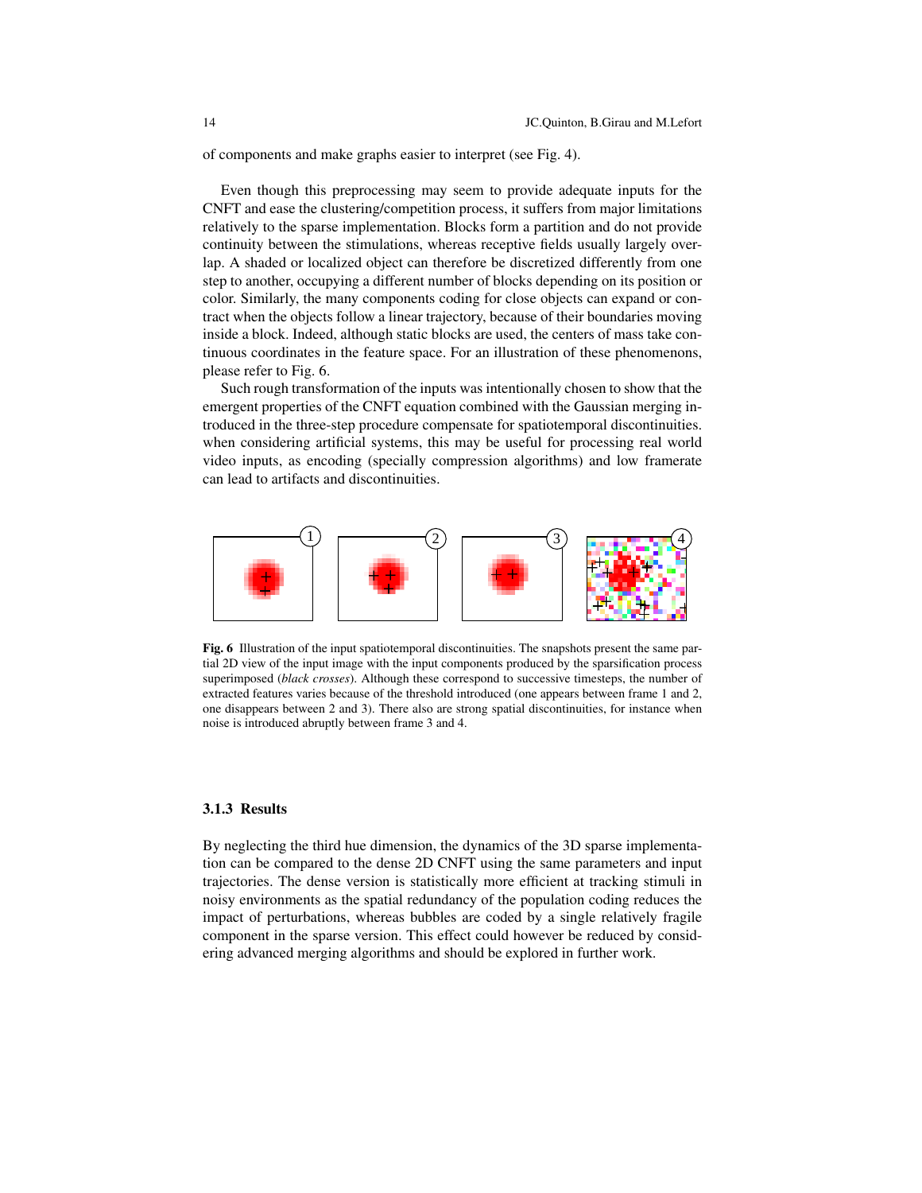of components and make graphs easier to interpret (see Fig. 4).

Even though this preprocessing may seem to provide adequate inputs for the CNFT and ease the clustering/competition process, it suffers from major limitations relatively to the sparse implementation. Blocks form a partition and do not provide continuity between the stimulations, whereas receptive fields usually largely overlap. A shaded or localized object can therefore be discretized differently from one step to another, occupying a different number of blocks depending on its position or color. Similarly, the many components coding for close objects can expand or contract when the objects follow a linear trajectory, because of their boundaries moving inside a block. Indeed, although static blocks are used, the centers of mass take continuous coordinates in the feature space. For an illustration of these phenomenons, please refer to Fig. 6.

Such rough transformation of the inputs was intentionally chosen to show that the emergent properties of the CNFT equation combined with the Gaussian merging introduced in the three-step procedure compensate for spatiotemporal discontinuities. when considering artificial systems, this may be useful for processing real world video inputs, as encoding (specially compression algorithms) and low framerate can lead to artifacts and discontinuities.

**Fig. 6** Illustration of the input spatiotemporal discontinuities. The snapshots present the same partial 2D view of the input image with the input components produced by the sparsification process superimposed (*black crosses*). Although these correspond to successive timesteps, the number of extracted features varies because of the threshold introduced (one appears between frame 1 and 2, one disappears between 2 and 3). There also are strong spatial discontinuities, for instance when noise is introduced abruptly between frame 3 and 4.

#### 3.1.3 Results

By neglecting the third hue dimension, the dynamics of the 3D sparse implementation can be compared to the dense 2D CNFT using the same parameters and input trajectories. The dense version is statistically more efficient at tracking stimuli in noisy environments as the spatial redundancy of the population coding reduces the impact of perturbations, whereas bubbles are coded by a single relatively fragile component in the sparse version. This effect could however be reduced by considering advanced merging algorithms and should be explored in further work.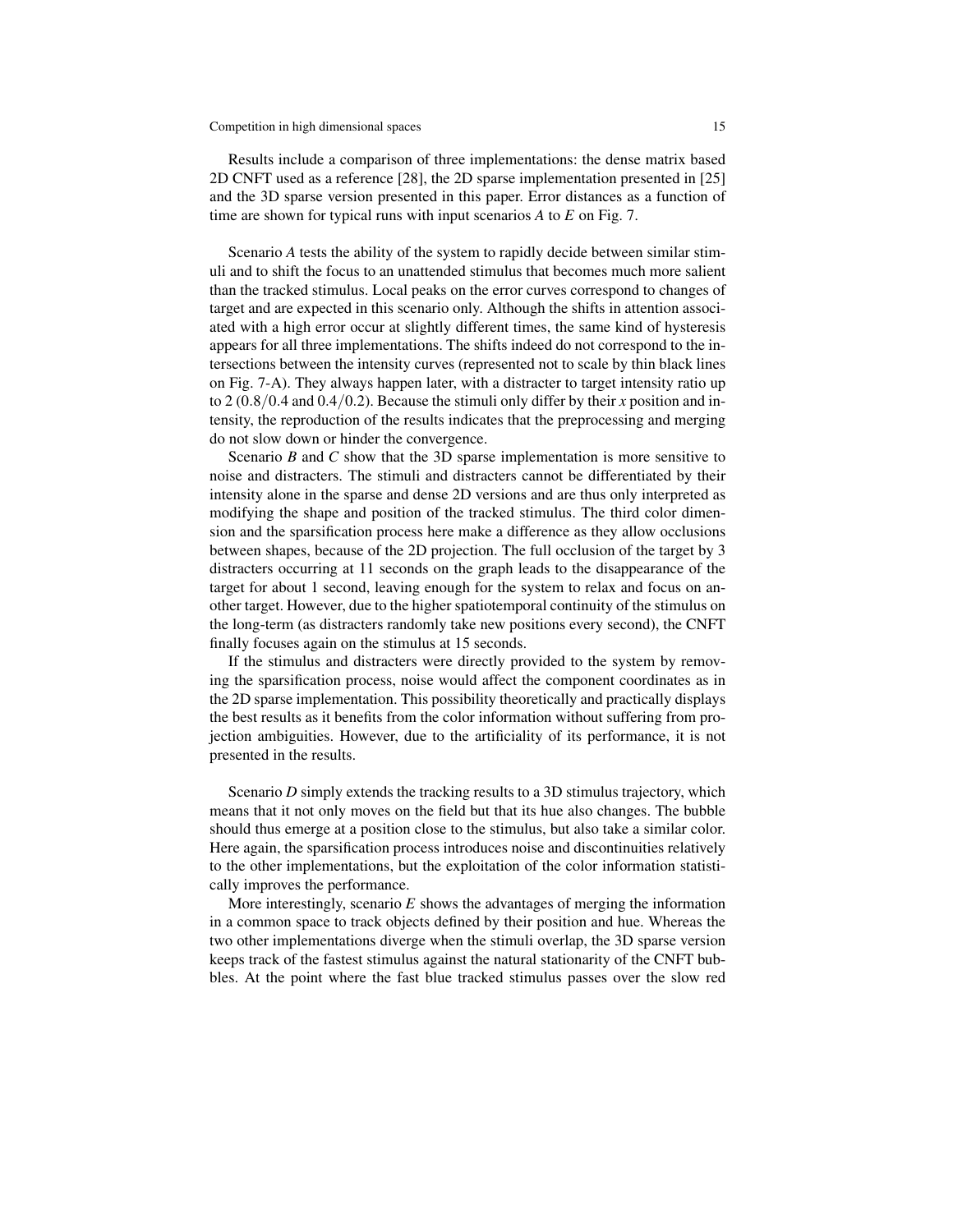Results include a comparison of three implementations: the dense matrix based 2D CNFT used as a reference [28], the 2D sparse implementation presented in [25] and the 3D sparse version presented in this paper. Error distances as a function of time are shown for typical runs with input scenarios *A* to *E* on Fig. 7.

Scenario *A* tests the ability of the system to rapidly decide between similar stimuli and to shift the focus to an unattended stimulus that becomes much more salient than the tracked stimulus. Local peaks on the error curves correspond to changes of target and are expected in this scenario only. Although the shifts in attention associated with a high error occur at slightly different times, the same kind of hysteresis appears for all three implementations. The shifts indeed do not correspond to the intersections between the intensity curves (represented not to scale by thin black lines on Fig. 7-A). They always happen later, with a distracter to target intensity ratio up to 2 ($0.8/0.4$ and $0.4/0.2$). Because the stimuli only differ by their $x$ position and intensity, the reproduction of the results indicates that the preprocessing and merging do not slow down or hinder the convergence.

Scenario *B* and *C* show that the 3D sparse implementation is more sensitive to noise and distracters. The stimuli and distracters cannot be differentiated by their intensity alone in the sparse and dense 2D versions and are thus only interpreted as modifying the shape and position of the tracked stimulus. The third color dimension and the sparsification process here make a difference as they allow occlusions between shapes, because of the 2D projection. The full occlusion of the target by 3 distracters occurring at 11 seconds on the graph leads to the disappearance of the target for about 1 second, leaving enough for the system to relax and focus on another target. However, due to the higher spatiotemporal continuity of the stimulus on the long-term (as distracters randomly take new positions every second), the CNFT finally focuses again on the stimulus at 15 seconds.

If the stimulus and distracters were directly provided to the system by removing the sparsification process, noise would affect the component coordinates as in the 2D sparse implementation. This possibility theoretically and practically displays the best results as it benefits from the color information without suffering from projection ambiguities. However, due to the artificiality of its performance, it is not presented in the results.

Scenario *D* simply extends the tracking results to a 3D stimulus trajectory, which means that it not only moves on the field but that its hue also changes. The bubble should thus emerge at a position close to the stimulus, but also take a similar color. Here again, the sparsification process introduces noise and discontinuities relatively to the other implementations, but the exploitation of the color information statistically improves the performance.

More interestingly, scenario *E* shows the advantages of merging the information in a common space to track objects defined by their position and hue. Whereas the two other implementations diverge when the stimuli overlap, the 3D sparse version keeps track of the fastest stimulus against the natural stationarity of the CNFT bubbles. At the point where the fast blue tracked stimulus passes over the slow red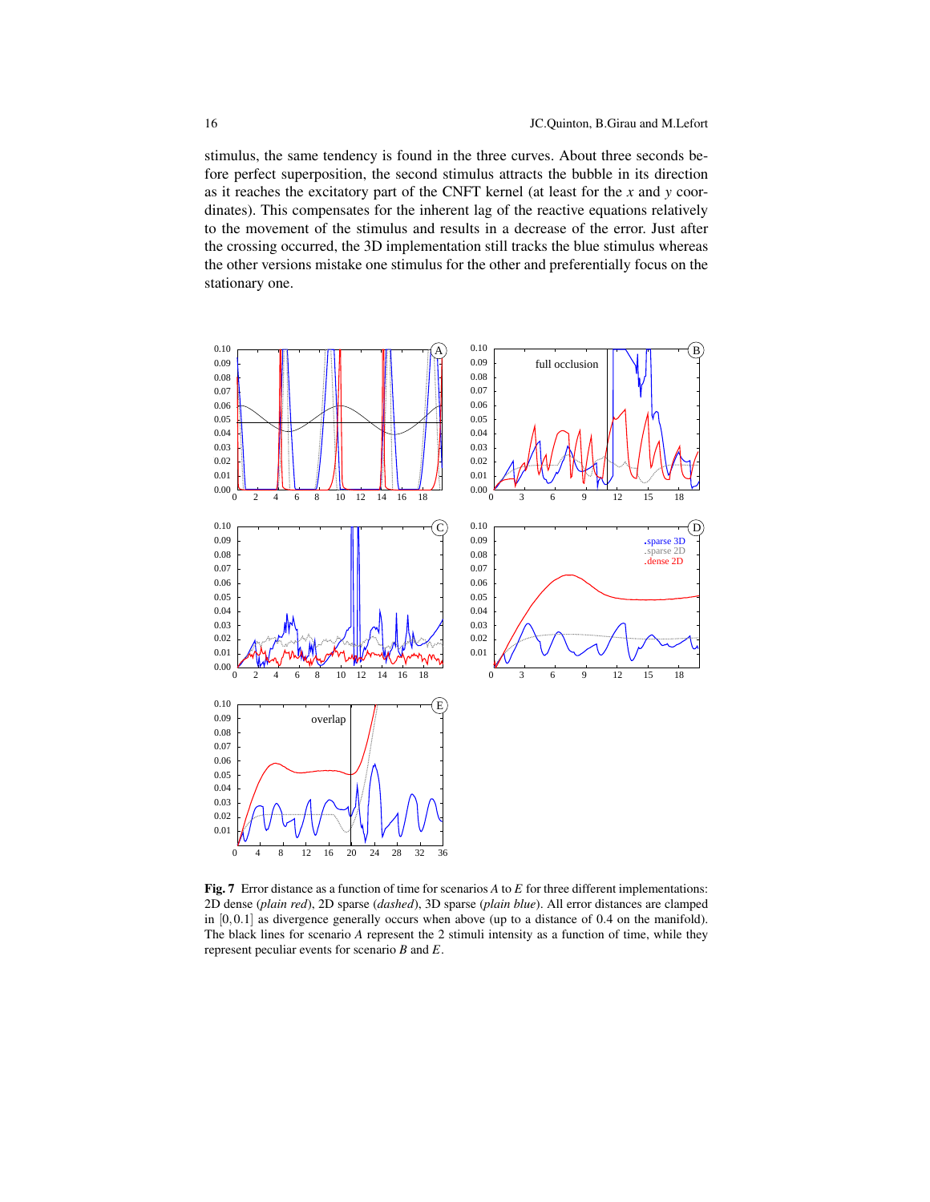stimulus, the same tendency is found in the three curves. About three seconds before perfect superposition, the second stimulus attracts the bubble in its direction as it reaches the excitatory part of the CNFT kernel (at least for the $x$ and $y$ coordinates). This compensates for the inherent lag of the reactive equations relatively to the movement of the stimulus and results in a decrease of the error. Just after the crossing occurred, the 3D implementation still tracks the blue stimulus whereas the other versions mistake one stimulus for the other and preferentially focus on the stationary one.

**Fig. 7** Error distance as a function of time for scenarios $A$ to $E$ for three different implementations: 2D dense (*plain red*), 2D sparse (*dashed*), 3D sparse (*plain blue*). All error distances are clamped in $[0, 0.1]$ as divergence generally occurs when above (up to a distance of 0.4 on the manifold). The black lines for scenario $A$ represent the 2 stimuli intensity as a function of time, while they represent peculiar events for scenario $B$ and $E$.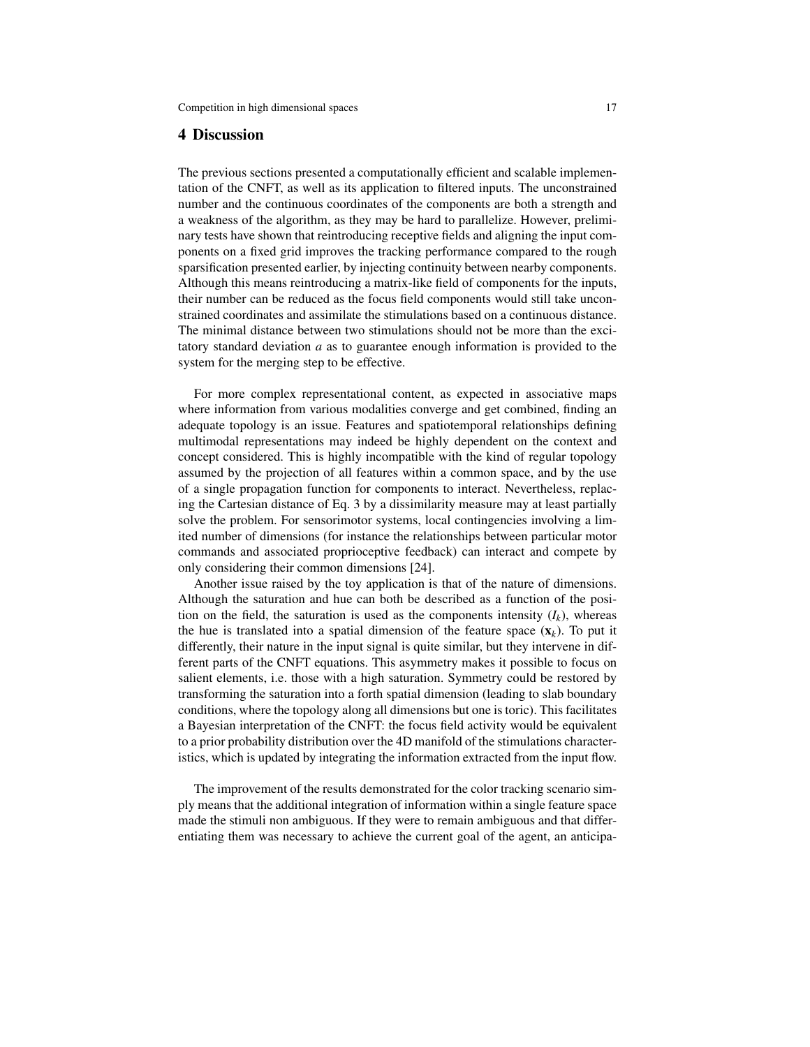## 4 Discussion

The previous sections presented a computationally efficient and scalable implementation of the CNFT, as well as its application to filtered inputs. The unconstrained number and the continuous coordinates of the components are both a strength and a weakness of the algorithm, as they may be hard to parallelize. However, preliminary tests have shown that reintroducing receptive fields and aligning the input components on a fixed grid improves the tracking performance compared to the rough sparsification presented earlier, by injecting continuity between nearby components. Although this means reintroducing a matrix-like field of components for the inputs, their number can be reduced as the focus field components would still take unconstrained coordinates and assimilate the stimulations based on a continuous distance. The minimal distance between two stimulations should not be more than the excitatory standard deviation $a$ as to guarantee enough information is provided to the system for the merging step to be effective.

For more complex representational content, as expected in associative maps where information from various modalities converge and get combined, finding an adequate topology is an issue. Features and spatiotemporal relationships defining multimodal representations may indeed be highly dependent on the context and concept considered. This is highly incompatible with the kind of regular topology assumed by the projection of all features within a common space, and by the use of a single propagation function for components to interact. Nevertheless, replacing the Cartesian distance of Eq. 3 by a dissimilarity measure may at least partially solve the problem. For sensorimotor systems, local contingencies involving a limited number of dimensions (for instance the relationships between particular motor commands and associated proprioceptive feedback) can interact and compete by only considering their common dimensions [24].

Another issue raised by the toy application is that of the nature of dimensions. Although the saturation and hue can both be described as a function of the position on the field, the saturation is used as the components intensity ($I_k$), whereas the hue is translated into a spatial dimension of the feature space ($\mathbf{x}_k$). To put it differently, their nature in the input signal is quite similar, but they intervene in different parts of the CNFT equations. This asymmetry makes it possible to focus on salient elements, i.e. those with a high saturation. Symmetry could be restored by transforming the saturation into a forth spatial dimension (leading to slab boundary conditions, where the topology along all dimensions but one is toric). This facilitates a Bayesian interpretation of the CNFT: the focus field activity would be equivalent to a prior probability distribution over the 4D manifold of the stimulations characteristics, which is updated by integrating the information extracted from the input flow.

The improvement of the results demonstrated for the color tracking scenario simply means that the additional integration of information within a single feature space made the stimuli non ambiguous. If they were to remain ambiguous and that differentiating them was necessary to achieve the current goal of the agent, an anticipa-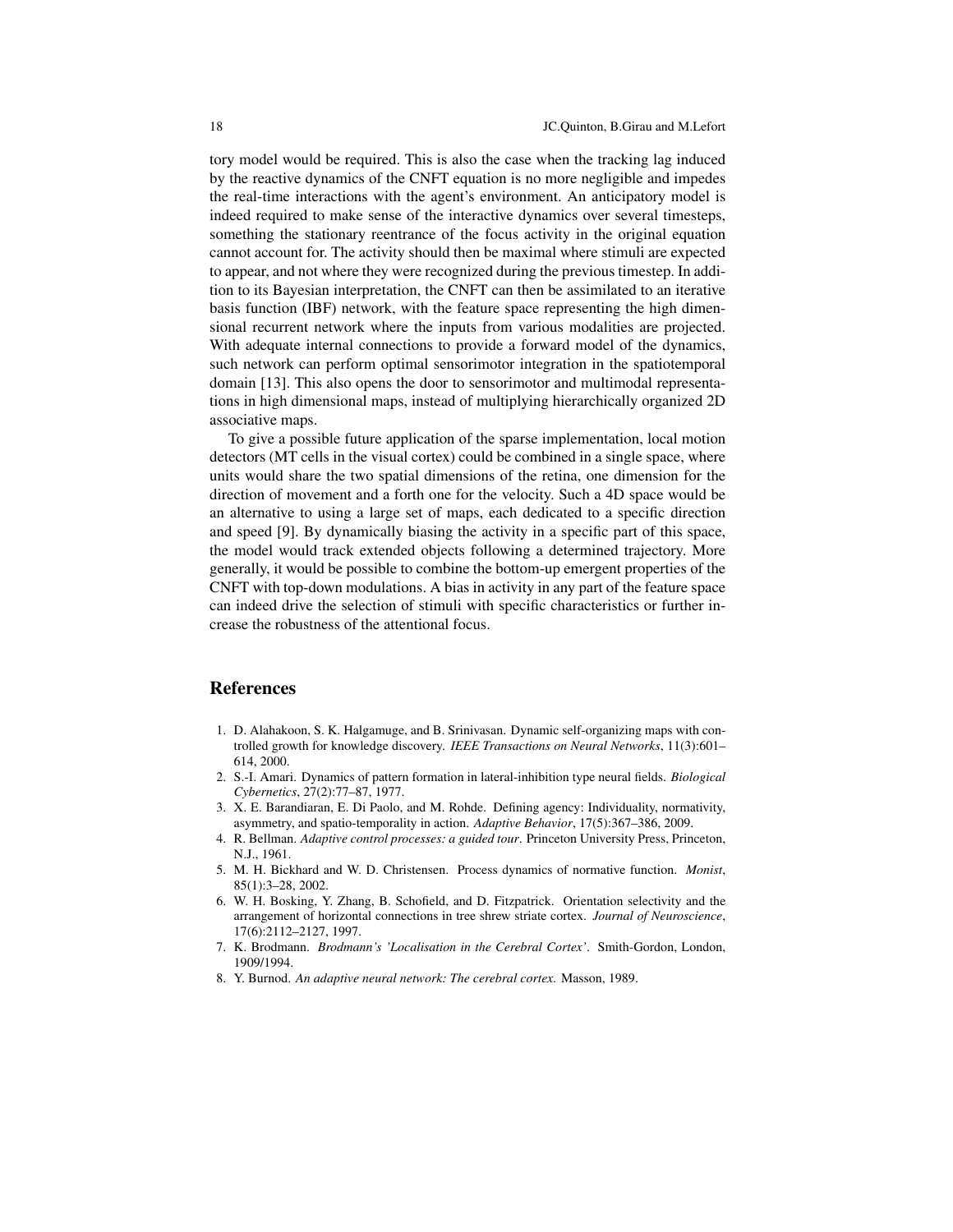tory model would be required. This is also the case when the tracking lag induced by the reactive dynamics of the CNFT equation is no more negligible and impedes the real-time interactions with the agent's environment. An anticipatory model is indeed required to make sense of the interactive dynamics over several timesteps, something the stationary reentrance of the focus activity in the original equation cannot account for. The activity should then be maximal where stimuli are expected to appear, and not where they were recognized during the previous timestep. In addition to its Bayesian interpretation, the CNFT can then be assimilated to an iterative basis function (IBF) network, with the feature space representing the high dimensional recurrent network where the inputs from various modalities are projected. With adequate internal connections to provide a forward model of the dynamics, such network can perform optimal sensorimotor integration in the spatiotemporal domain [13]. This also opens the door to sensorimotor and multimodal representations in high dimensional maps, instead of multiplying hierarchically organized 2D associative maps.

To give a possible future application of the sparse implementation, local motion detectors (MT cells in the visual cortex) could be combined in a single space, where units would share the two spatial dimensions of the retina, one dimension for the direction of movement and a forth one for the velocity. Such a 4D space would be an alternative to using a large set of maps, each dedicated to a specific direction and speed [9]. By dynamically biasing the activity in a specific part of this space, the model would track extended objects following a determined trajectory. More generally, it would be possible to combine the bottom-up emergent properties of the CNFT with top-down modulations. A bias in activity in any part of the feature space can indeed drive the selection of stimuli with specific characteristics or further increase the robustness of the attentional focus.

## References

1. D. Alahakoon, S. K. Halgamuge, and B. Srinivasan. Dynamic self-organizing maps with controlled growth for knowledge discovery. *IEEE Transactions on Neural Networks*, 11(3):601–614, 2000.
2. S.-I. Amari. Dynamics of pattern formation in lateral-inhibition type neural fields. *Biological Cybernetics*, 27(2):77–87, 1977.
3. X. E. Barandiaran, E. Di Paolo, and M. Rohde. Defining agency: Individuality, normativity, asymmetry, and spatio-temporality in action. *Adaptive Behavior*, 17(5):367–386, 2009.
4. R. Bellman. *Adaptive control processes: a guided tour*. Princeton University Press, Princeton, N.J., 1961.
5. M. H. Bickhard and W. D. Christensen. Process dynamics of normative function. *Monist*, 85(1):3–28, 2002.
6. W. H. Bosking, Y. Zhang, B. Schofield, and D. Fitzpatrick. Orientation selectivity and the arrangement of horizontal connections in tree shrew striate cortex. *Journal of Neuroscience*, 17(6):2112–2127, 1997.
7. K. Brodmann. *Brodmann's 'Localisation in the Cerebral Cortex'*. Smith-Gordon, London, 1909/1994.
8. Y. Burnod. *An adaptive neural network: The cerebral cortex*. Masson, 1989.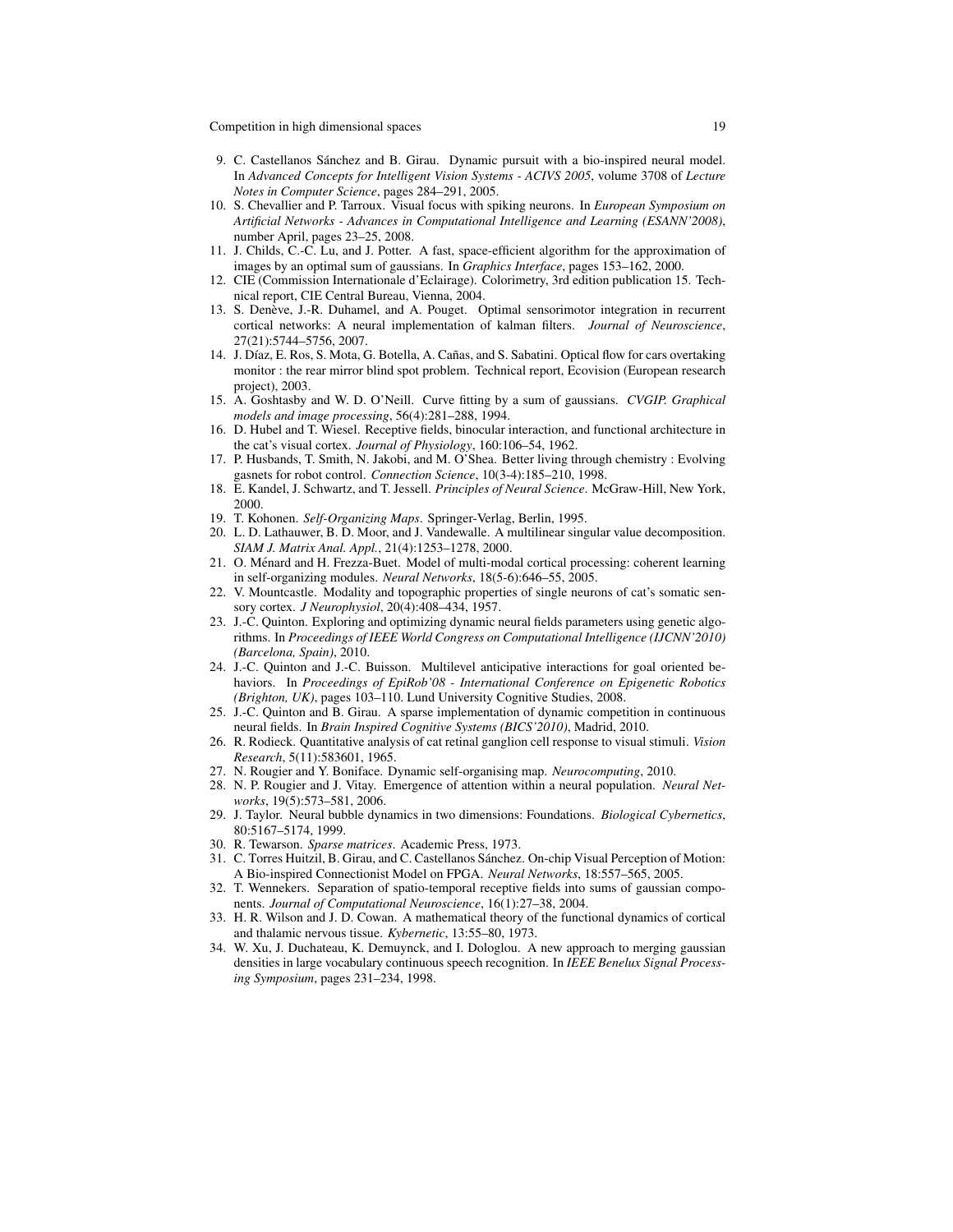9. C. Castellanos Sánchez and B. Girau. Dynamic pursuit with a bio-inspired neural model. In *Advanced Concepts for Intelligent Vision Systems - ACIVS 2005*, volume 3708 of *Lecture Notes in Computer Science*, pages 284–291, 2005.
10. S. Chevallier and P. Tarroux. Visual focus with spiking neurons. In *European Symposium on Artificial Networks - Advances in Computational Intelligence and Learning (ESANN'2008)*, number April, pages 23–25, 2008.
11. J. Childs, C.-C. Lu, and J. Potter. A fast, space-efficient algorithm for the approximation of images by an optimal sum of gaussians. In *Graphics Interface*, pages 153–162, 2000.
12. CIE (Commission Internationale d'Eclairage). Colorimetry, 3rd edition publication 15. Technical report, CIE Central Bureau, Vienna, 2004.
13. S. Denève, J.-R. Duhamel, and A. Pouget. Optimal sensorimotor integration in recurrent cortical networks: A neural implementation of kalman filters. *Journal of Neuroscience*, 27(21):5744–5756, 2007.
14. J. Díaz, E. Ros, S. Mota, G. Botella, A. Cañas, and S. Sabatini. Optical flow for cars overtaking monitor : the rear mirror blind spot problem. Technical report, Ecovision (European research project), 2003.
15. A. Goshtasby and W. D. O'Neill. Curve fitting by a sum of gaussians. *CVGIP. Graphical models and image processing*, 56(4):281–288, 1994.
16. D. Hubel and T. Wiesel. Receptive fields, binocular interaction, and functional architecture in the cat's visual cortex. *Journal of Physiology*, 160:106–54, 1962.
17. P. Husbands, T. Smith, N. Jakobi, and M. O'Shea. Better living through chemistry : Evolving gasnets for robot control. *Connection Science*, 10(3-4):185–210, 1998.
18. E. Kandel, J. Schwartz, and T. Jessell. *Principles of Neural Science*. McGraw-Hill, New York, 2000.
19. T. Kohonen. *Self-Organizing Maps*. Springer-Verlag, Berlin, 1995.
20. L. D. Lathauwer, B. D. Moor, and J. Vandewalle. A multilinear singular value decomposition. *SIAM J. Matrix Anal. Appl.*, 21(4):1253–1278, 2000.
21. O. Ménard and H. Frezza-Buet. Model of multi-modal cortical processing: coherent learning in self-organizing modules. *Neural Networks*, 18(5-6):646–55, 2005.
22. V. Mountcastle. Modality and topographic properties of single neurons of cat's somatic sensory cortex. *J Neurophysiol*, 20(4):408–434, 1957.
23. J.-C. Quinton. Exploring and optimizing dynamic neural fields parameters using genetic algorithms. In *Proceedings of IEEE World Congress on Computational Intelligence (IJCNN'2010) (Barcelona, Spain)*, 2010.
24. J.-C. Quinton and J.-C. Buisson. Multilevel anticipative interactions for goal oriented behaviors. In *Proceedings of EpiRob'08 - International Conference on Epigenetic Robotics (Brighton, UK)*, pages 103–110. Lund University Cognitive Studies, 2008.
25. J.-C. Quinton and B. Girau. A sparse implementation of dynamic competition in continuous neural fields. In *Brain Inspired Cognitive Systems (BICS'2010)*, Madrid, 2010.
26. R. Rodieck. Quantitative analysis of cat retinal ganglion cell response to visual stimuli. *Vision Research*, 5(11):583601, 1965.
27. N. Rougier and Y. Boniface. Dynamic self-organising map. *Neurocomputing*, 2010.
28. N. P. Rougier and J. Vitay. Emergence of attention within a neural population. *Neural Networks*, 19(5):573–581, 2006.
29. J. Taylor. Neural bubble dynamics in two dimensions: Foundations. *Biological Cybernetics*, 80:5167–5174, 1999.
30. R. Tewarson. *Sparse matrices*. Academic Press, 1973.
31. C. Torres Huitzil, B. Girau, and C. Castellanos Sánchez. On-chip Visual Perception of Motion: A Bio-inspired Connectionist Model on FPGA. *Neural Networks*, 18:557–565, 2005.
32. T. Wennekers. Separation of spatio-temporal receptive fields into sums of gaussian components. *Journal of Computational Neuroscience*, 16(1):27–38, 2004.
33. H. R. Wilson and J. D. Cowan. A mathematical theory of the functional dynamics of cortical and thalamic nervous tissue. *Kybernetic*, 13:55–80, 1973.
34. W. Xu, J. Duchateau, K. Demuynck, and I. Dologlou. A new approach to merging gaussian densities in large vocabulary continuous speech recognition. In *IEEE Benelux Signal Processing Symposium*, pages 231–234, 1998.